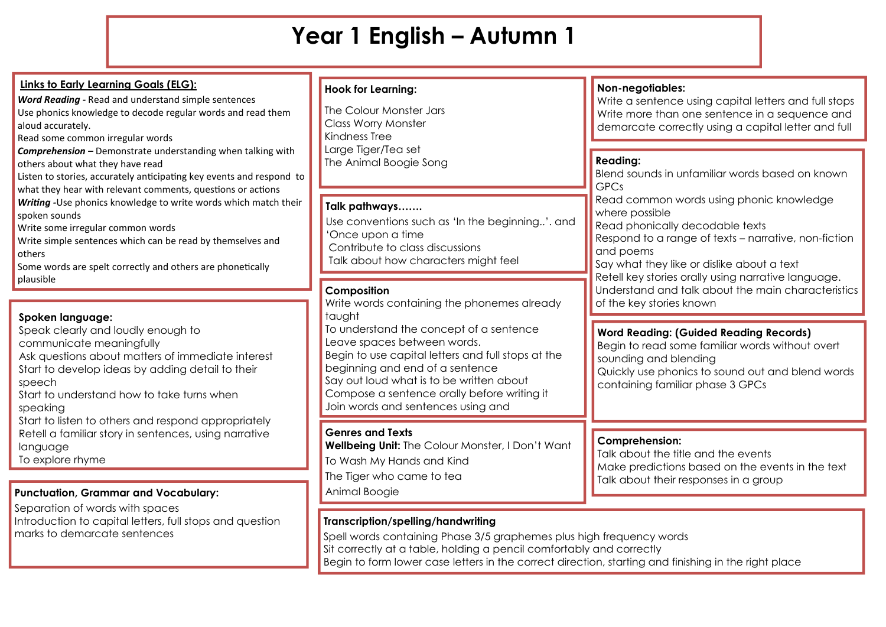# Year 1 English – Autumn 1

## Links to Early Learning Goals (ELG):

***Word Reading*** **-** Read and understand simple sentences
Use phonics knowledge to decode regular words and read them aloud accurately.
Read some common irregular words
***Comprehension*** **–** Demonstrate understanding when talking with others about what they have read
Listen to stories, accurately anticipating key events and respond to what they hear with relevant comments, questions or actions
***Writing*** **-**Use phonics knowledge to write words which match their spoken sounds
Write some irregular common words
Write simple sentences which can be read by themselves and others
Some words are spelt correctly and others are phonetically plausible

## Spoken language:

Speak clearly and loudly enough to communicate meaningfully
Ask questions about matters of immediate interest
Start to develop ideas by adding detail to their speech
Start to understand how to take turns when speaking
Start to listen to others and respond appropriately
Retell a familiar story in sentences, using narrative language
To explore rhyme

## Punctuation, Grammar and Vocabulary:

Separation of words with spaces
Introduction to capital letters, full stops and question marks to demarcate sentences

## Hook for Learning:

The Colour Monster Jars
Class Worry Monster
Kindness Tree
Large Tiger/Tea set
The Animal Boogie Song

## Talk pathways…….

Use conventions such as 'In the beginning..'. and 'Once upon a time
Contribute to class discussions
Talk about how characters might feel

## Composition

Write words containing the phonemes already taught
To understand the concept of a sentence
Leave spaces between words.
Begin to use capital letters and full stops at the beginning and end of a sentence
Say out loud what is to be written about
Compose a sentence orally before writing it
Join words and sentences using and

## Genres and Texts

**Wellbeing Unit:** The Colour Monster, I Don't Want To Wash My Hands and Kind
The Tiger who came to tea
Animal Boogie

## Non-negotiables:

Write a sentence using capital letters and full stops
Write more than one sentence in a sequence and demarcate correctly using a capital letter and full

## Reading:

Blend sounds in unfamiliar words based on known GPCs
Read common words using phonic knowledge where possible
Read phonically decodable texts
Respond to a range of texts – narrative, non-fiction and poems
Say what they like or dislike about a text
Retell key stories orally using narrative language.
Understand and talk about the main characteristics of the key stories known

## Word Reading: (Guided Reading Records)

Begin to read some familiar words without overt sounding and blending
Quickly use phonics to sound out and blend words containing familiar phase 3 GPCs

## Comprehension:

Talk about the title and the events
Make predictions based on the events in the text
Talk about their responses in a group

## Transcription/spelling/handwriting

Spell words containing Phase 3/5 graphemes plus high frequency words
Sit correctly at a table, holding a pencil comfortably and correctly
Begin to form lower case letters in the correct direction, starting and finishing in the right place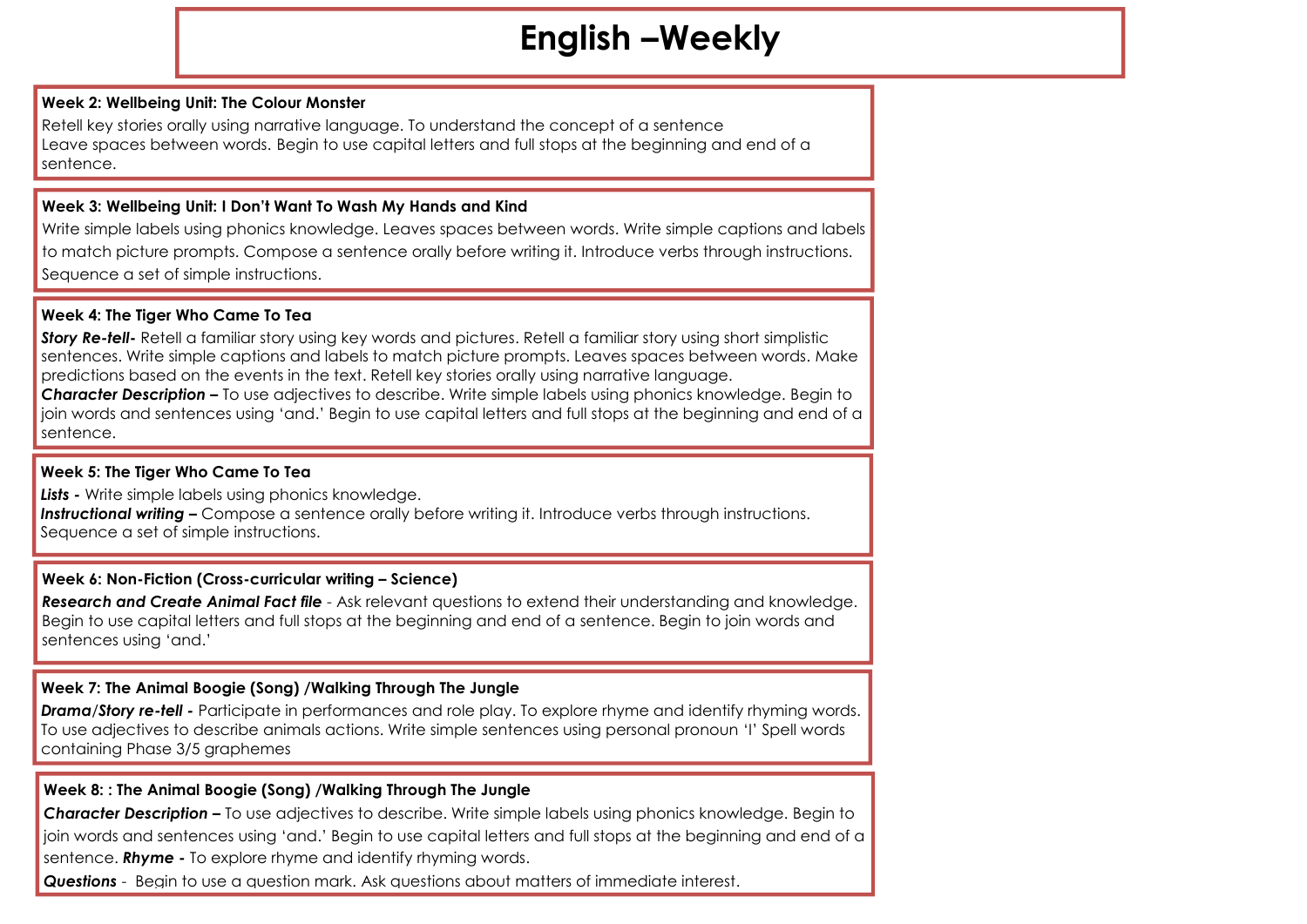# English –Weekly

**Week 2: Wellbeing Unit: The Colour Monster**

Retell key stories orally using narrative language. To understand the concept of a sentence
Leave spaces between words. Begin to use capital letters and full stops at the beginning and end of a sentence.

**Week 3: Wellbeing Unit: I Don't Want To Wash My Hands and Kind**

Write simple labels using phonics knowledge. Leaves spaces between words. Write simple captions and labels to match picture prompts. Compose a sentence orally before writing it. Introduce verbs through instructions. Sequence a set of simple instructions.

**Week 4: The Tiger Who Came To Tea**

***Story Re-tell-*** Retell a familiar story using key words and pictures. Retell a familiar story using short simplistic sentences. Write simple captions and labels to match picture prompts. Leaves spaces between words. Make predictions based on the events in the text. Retell key stories orally using narrative language.
***Character Description –*** To use adjectives to describe. Write simple labels using phonics knowledge. Begin to join words and sentences using 'and.' Begin to use capital letters and full stops at the beginning and end of a sentence.

**Week 5: The Tiger Who Came To Tea**

***Lists -*** Write simple labels using phonics knowledge.
***Instructional writing –*** Compose a sentence orally before writing it. Introduce verbs through instructions. Sequence a set of simple instructions.

**Week 6: Non-Fiction (Cross-curricular writing – Science)**

***Research and Create Animal Fact file*** - Ask relevant questions to extend their understanding and knowledge. Begin to use capital letters and full stops at the beginning and end of a sentence. Begin to join words and sentences using 'and.'

**Week 7: The Animal Boogie (Song) /Walking Through The Jungle**

***Drama/Story re-tell -*** Participate in performances and role play. To explore rhyme and identify rhyming words. To use adjectives to describe animals actions. Write simple sentences using personal pronoun 'I' Spell words containing Phase 3/5 graphemes

**Week 8: : The Animal Boogie (Song) /Walking Through The Jungle**

***Character Description –*** To use adjectives to describe. Write simple labels using phonics knowledge. Begin to join words and sentences using 'and.' Begin to use capital letters and full stops at the beginning and end of a sentence. ***Rhyme -*** To explore rhyme and identify rhyming words.
***Questions*** - Begin to use a question mark. Ask questions about matters of immediate interest.